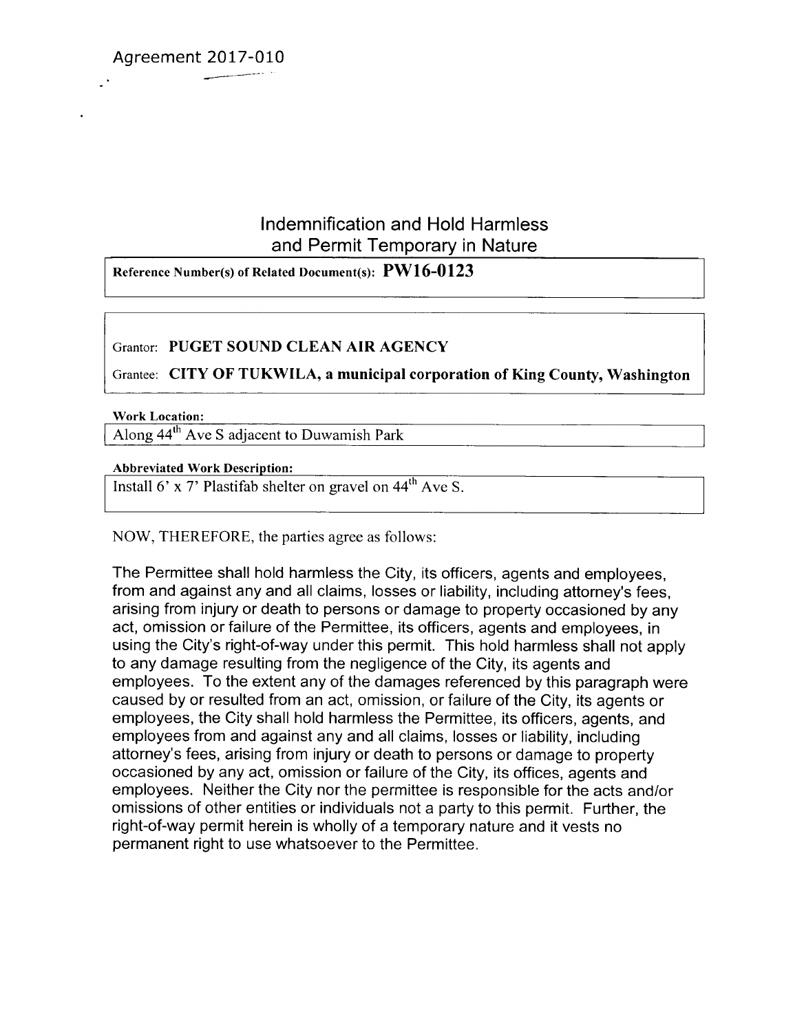Agreement 2017-010

# Indemnification and Hold Harmless and Permit Temporary in Nature

**Reference Number(s) of Related Document(s): PW16-0123**

Grantor: **PUGET SOUND CLEAN AIR AGENCY**

Grantee: **CITY OF TUKWILA, a municipal corporation of King County, Washington**

**Work Location:**

Along 44th Ave S adjacent to Duwamish Park

**Abbreviated Work Description:**

Install 6' x 7' Plastifab shelter on gravel on 44th Ave S.

NOW, THEREFORE, the parties agree as follows:

The Permittee shall hold harmless the City, its officers, agents and employees, from and against any and all claims, losses or liability, including attorney's fees, arising from injury or death to persons or damage to property occasioned by any act, omission or failure of the Permittee, its officers, agents and employees, in using the City's right-of-way under this permit. This hold harmless shall not apply to any damage resulting from the negligence of the City, its agents and employees. To the extent any of the damages referenced by this paragraph were caused by or resulted from an act, omission, or failure of the City, its agents or employees, the City shall hold harmless the Permittee, its officers, agents, and employees from and against any and all claims, losses or liability, including attorney's fees, arising from injury or death to persons or damage to property occasioned by any act, omission or failure of the City, its offices, agents and employees. Neither the City nor the permittee is responsible for the acts and/or omissions of other entities or individuals not a party to this permit. Further, the right-of-way permit herein is wholly of a temporary nature and it vests no permanent right to use whatsoever to the Permittee.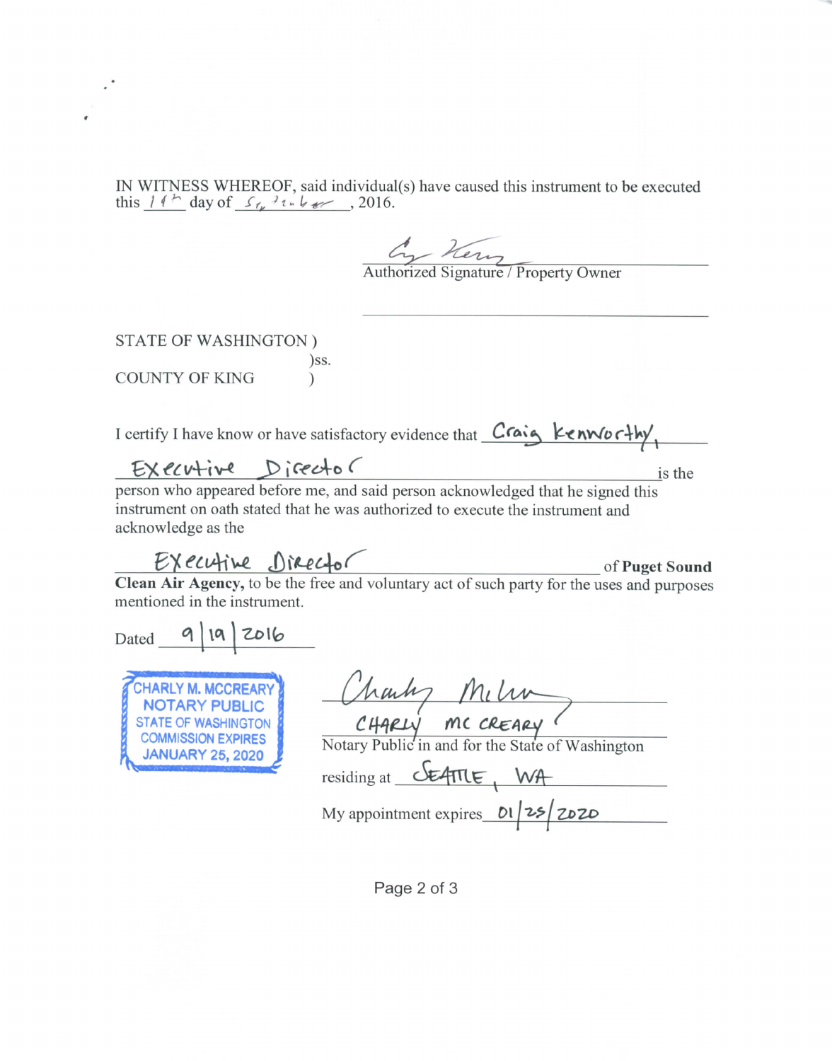IN WITNESS WHEREOF, said individual(s) have caused this instrument to be executed this 19th day of September, 2016.

Authorized Signature / Property Owner

STATE OF WASHINGTON )
)ss.
COUNTY OF KING )

I certify I have know or have satisfactory evidence that Craig Kenworthy, Executive Director is the person who appeared before me, and said person acknowledged that he signed this instrument on oath stated that he was authorized to execute the instrument and acknowledge as the

Executive Director of **Puget Sound Clean Air Agency,** to be the free and voluntary act of such party for the uses and purposes mentioned in the instrument.

Dated 9/19/2016

CHARLY M. MCCREARY
NOTARY PUBLIC
STATE OF WASHINGTON
COMMISSION EXPIRES
JANUARY 25, 2020

CHARLY MC CREARY
Notary Public in and for the State of Washington

residing at SEATTLE, WA

My appointment expires 01/25/2020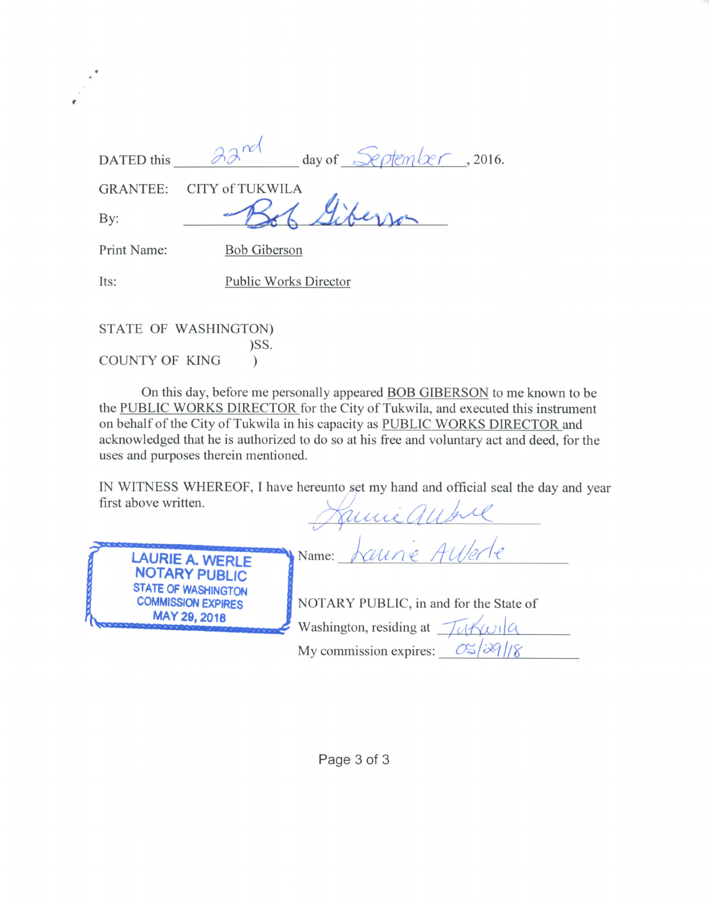DATED this 22nd day of September, 2016.

GRANTEE: CITY of TUKWILA

By: Bob Giberson

Print Name: Bob Giberson

Its: Public Works Director

STATE OF WASHINGTON)
)SS.
COUNTY OF KING )

On this day, before me personally appeared BOB GIBERSON to me known to be the PUBLIC WORKS DIRECTOR for the City of Tukwila, and executed this instrument on behalf of the City of Tukwila in his capacity as PUBLIC WORKS DIRECTOR and acknowledged that he is authorized to do so at his free and voluntary act and deed, for the uses and purposes therein mentioned.

IN WITNESS WHEREOF, I have hereunto set my hand and official seal the day and year first above written.

LAURIE A. WERLE
NOTARY PUBLIC
STATE OF WASHINGTON
COMMISSION EXPIRES
MAY 29, 2018

Name: Laurie A Werle

NOTARY PUBLIC, in and for the State of Washington, residing at Tukwila

My commission expires: 05/29/18